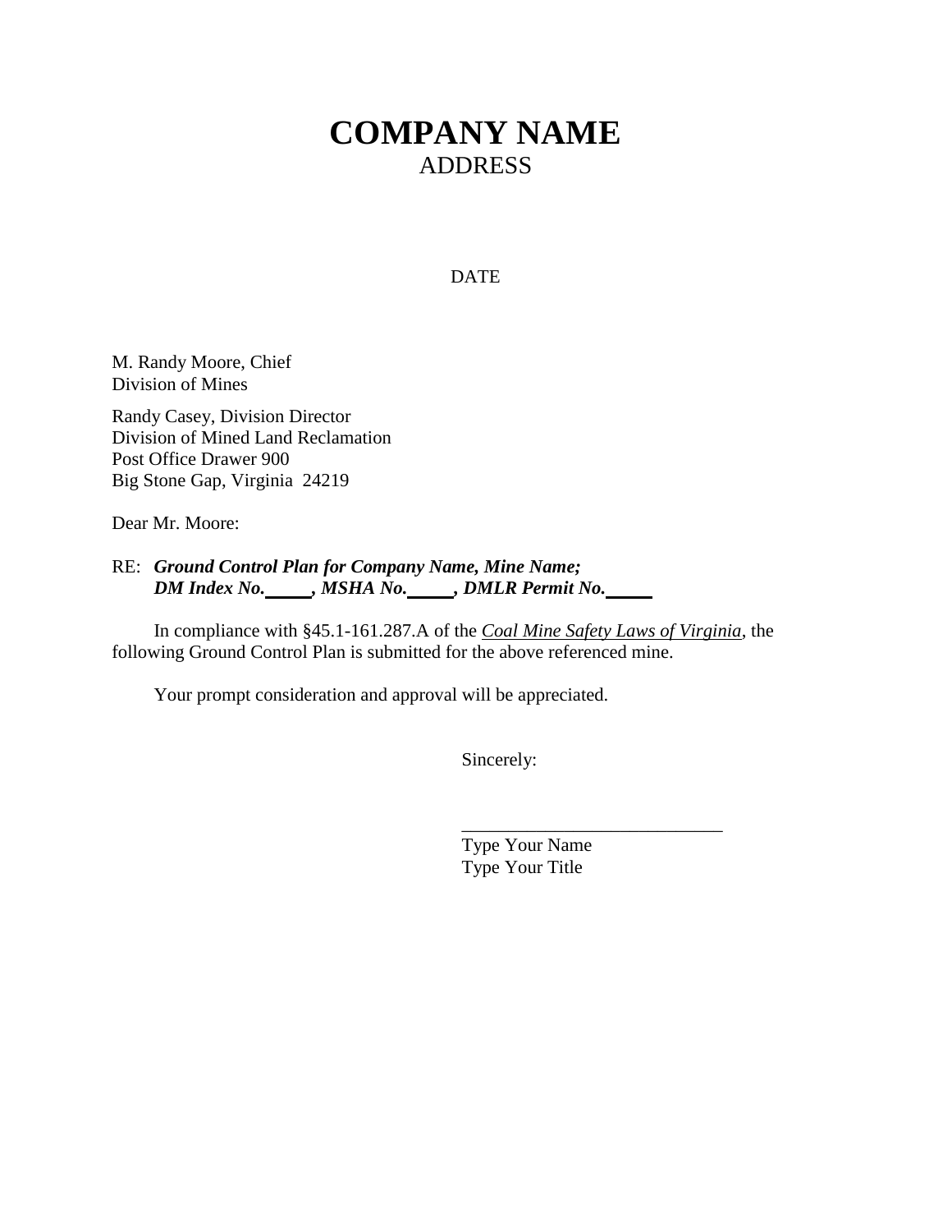# COMPANY NAME

ADDRESS

DATE

M. Randy Moore, Chief
Division of Mines

Randy Casey, Division Director
Division of Mined Land Reclamation
Post Office Drawer 900
Big Stone Gap, Virginia 24219

Dear Mr. Moore:

RE: ***Ground Control Plan for Company Name, Mine Name; DM Index No.\_\_\_\_\_, MSHA No.\_\_\_\_\_, DMLR Permit No.\_\_\_\_\_***

In compliance with §45.1-161.287.A of the *Coal Mine Safety Laws of Virginia*, the following Ground Control Plan is submitted for the above referenced mine.

Your prompt consideration and approval will be appreciated.

Sincerely:

\_\_\_\_\_\_\_\_\_\_\_\_\_\_\_\_\_\_\_\_\_\_\_\_\_\_\_\_\_\_
Type Your Name
Type Your Title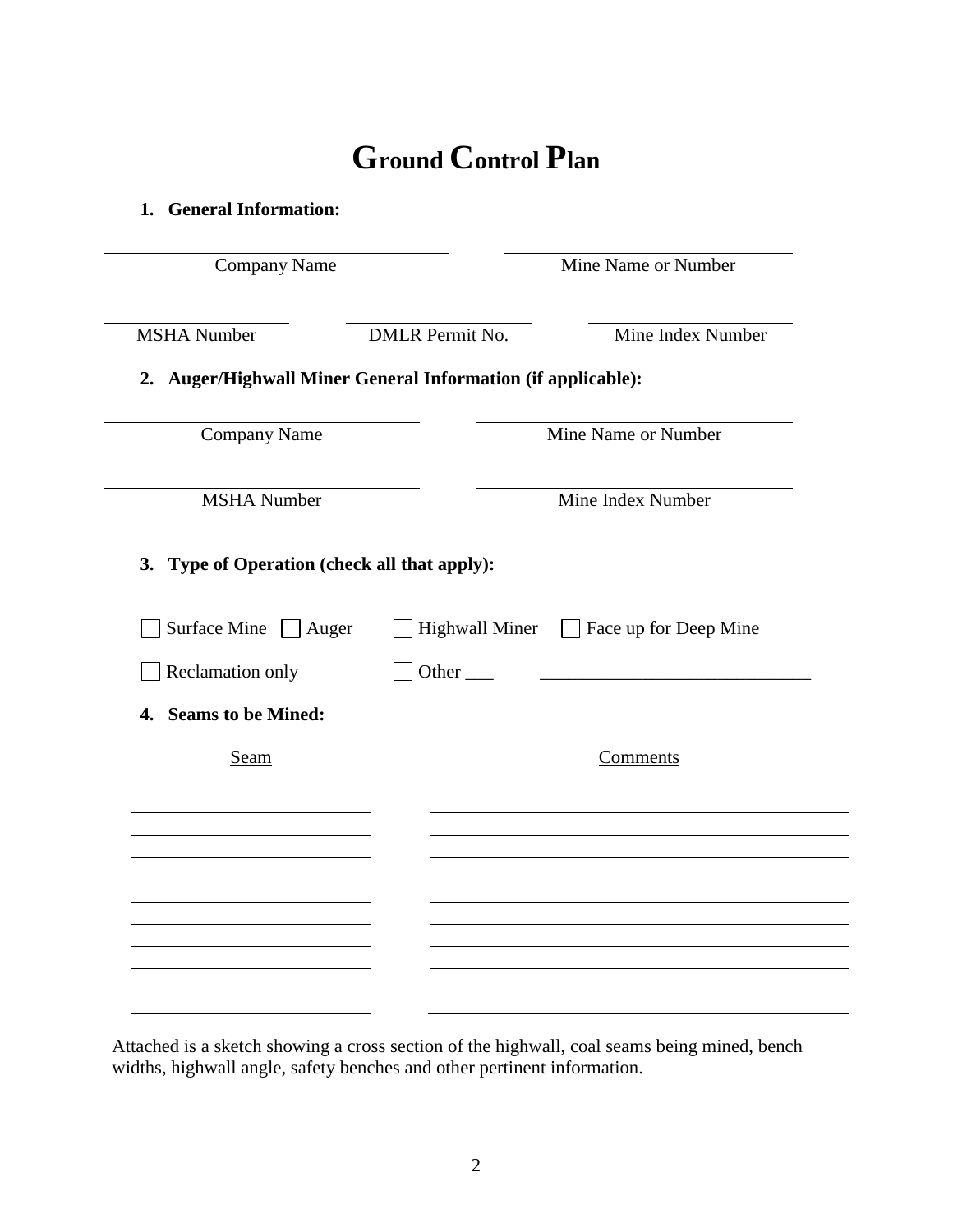# Ground Control Plan

**1. General Information:**

| _______________ | _______________ |
| --- | --- |
| Company Name | Mine Name or Number |

| _______________ | _______________ | _______________ |
| --- | --- | --- |
| MSHA Number | DMLR Permit No. | Mine Index Number |

**2. Auger/Highwall Miner General Information (if applicable):**

| _______________ | _______________ |
| --- | --- |
| Company Name | Mine Name or Number |

| _______________ | _______________ |
| --- | --- |
| MSHA Number | Mine Index Number |

**3. Type of Operation (check all that apply):**

☐ Surface Mine ☐ Auger ☐ Highwall Miner ☐ Face up for Deep Mine

☐ Reclamation only ☐ Other ___ ______________________________

**4. Seams to be Mined:**

| Seam | Comments |
| --- | --- |
| | |
| | |
| | |
| | |
| | |
| | |
| | |
| | |
| | |

Attached is a sketch showing a cross section of the highwall, coal seams being mined, bench widths, highwall angle, safety benches and other pertinent information.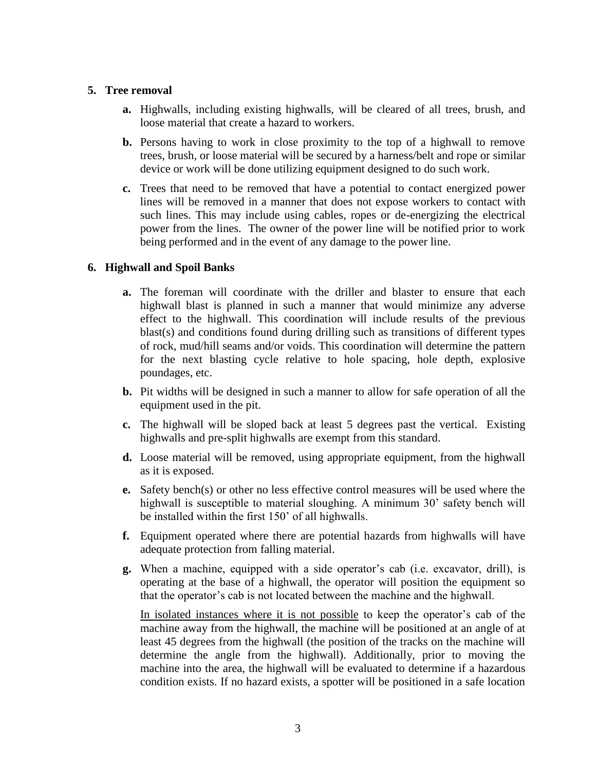## 5. Tree removal

**a.** Highwalls, including existing highwalls, will be cleared of all trees, brush, and loose material that create a hazard to workers.

**b.** Persons having to work in close proximity to the top of a highwall to remove trees, brush, or loose material will be secured by a harness/belt and rope or similar device or work will be done utilizing equipment designed to do such work.

**c.** Trees that need to be removed that have a potential to contact energized power lines will be removed in a manner that does not expose workers to contact with such lines. This may include using cables, ropes or de-energizing the electrical power from the lines. The owner of the power line will be notified prior to work being performed and in the event of any damage to the power line.

## 6. Highwall and Spoil Banks

**a.** The foreman will coordinate with the driller and blaster to ensure that each highwall blast is planned in such a manner that would minimize any adverse effect to the highwall. This coordination will include results of the previous blast(s) and conditions found during drilling such as transitions of different types of rock, mud/hill seams and/or voids. This coordination will determine the pattern for the next blasting cycle relative to hole spacing, hole depth, explosive poundages, etc.

**b.** Pit widths will be designed in such a manner to allow for safe operation of all the equipment used in the pit.

**c.** The highwall will be sloped back at least 5 degrees past the vertical. Existing highwalls and pre-split highwalls are exempt from this standard.

**d.** Loose material will be removed, using appropriate equipment, from the highwall as it is exposed.

**e.** Safety bench(s) or other no less effective control measures will be used where the highwall is susceptible to material sloughing. A minimum 30' safety bench will be installed within the first 150' of all highwalls.

**f.** Equipment operated where there are potential hazards from highwalls will have adequate protection from falling material.

**g.** When a machine, equipped with a side operator's cab (i.e. excavator, drill), is operating at the base of a highwall, the operator will position the equipment so that the operator's cab is not located between the machine and the highwall.

In isolated instances where it is not possible to keep the operator's cab of the machine away from the highwall, the machine will be positioned at an angle of at least 45 degrees from the highwall (the position of the tracks on the machine will determine the angle from the highwall). Additionally, prior to moving the machine into the area, the highwall will be evaluated to determine if a hazardous condition exists. If no hazard exists, a spotter will be positioned in a safe location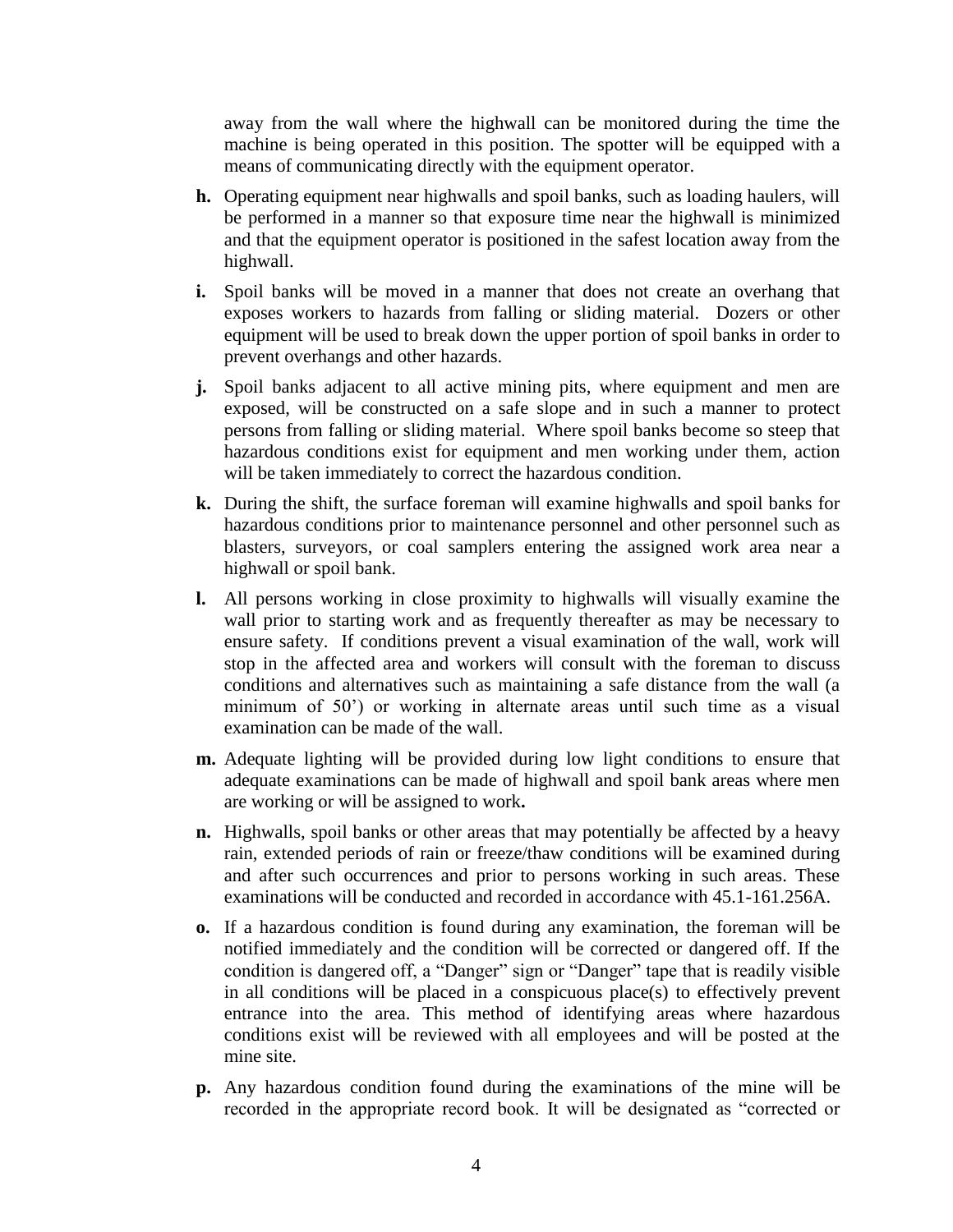away from the wall where the highwall can be monitored during the time the machine is being operated in this position. The spotter will be equipped with a means of communicating directly with the equipment operator.

**h.** Operating equipment near highwalls and spoil banks, such as loading haulers, will be performed in a manner so that exposure time near the highwall is minimized and that the equipment operator is positioned in the safest location away from the highwall.

**i.** Spoil banks will be moved in a manner that does not create an overhang that exposes workers to hazards from falling or sliding material. Dozers or other equipment will be used to break down the upper portion of spoil banks in order to prevent overhangs and other hazards.

**j.** Spoil banks adjacent to all active mining pits, where equipment and men are exposed, will be constructed on a safe slope and in such a manner to protect persons from falling or sliding material. Where spoil banks become so steep that hazardous conditions exist for equipment and men working under them, action will be taken immediately to correct the hazardous condition.

**k.** During the shift, the surface foreman will examine highwalls and spoil banks for hazardous conditions prior to maintenance personnel and other personnel such as blasters, surveyors, or coal samplers entering the assigned work area near a highwall or spoil bank.

**l.** All persons working in close proximity to highwalls will visually examine the wall prior to starting work and as frequently thereafter as may be necessary to ensure safety. If conditions prevent a visual examination of the wall, work will stop in the affected area and workers will consult with the foreman to discuss conditions and alternatives such as maintaining a safe distance from the wall (a minimum of 50') or working in alternate areas until such time as a visual examination can be made of the wall.

**m.** Adequate lighting will be provided during low light conditions to ensure that adequate examinations can be made of highwall and spoil bank areas where men are working or will be assigned to work**.**

**n.** Highwalls, spoil banks or other areas that may potentially be affected by a heavy rain, extended periods of rain or freeze/thaw conditions will be examined during and after such occurrences and prior to persons working in such areas. These examinations will be conducted and recorded in accordance with 45.1-161.256A.

**o.** If a hazardous condition is found during any examination, the foreman will be notified immediately and the condition will be corrected or dangered off. If the condition is dangered off, a "Danger" sign or "Danger" tape that is readily visible in all conditions will be placed in a conspicuous place(s) to effectively prevent entrance into the area. This method of identifying areas where hazardous conditions exist will be reviewed with all employees and will be posted at the mine site.

**p.** Any hazardous condition found during the examinations of the mine will be recorded in the appropriate record book. It will be designated as "corrected or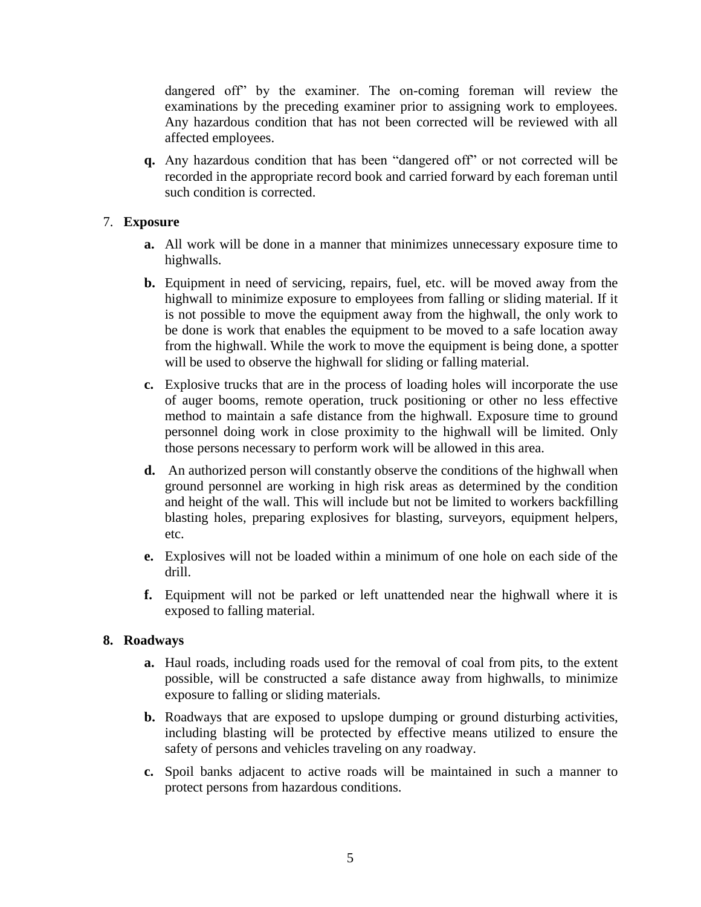dangered off" by the examiner. The on-coming foreman will review the examinations by the preceding examiner prior to assigning work to employees. Any hazardous condition that has not been corrected will be reviewed with all affected employees.

**q.** Any hazardous condition that has been "dangered off" or not corrected will be recorded in the appropriate record book and carried forward by each foreman until such condition is corrected.

7. **Exposure**

   **a.** All work will be done in a manner that minimizes unnecessary exposure time to highwalls.

   **b.** Equipment in need of servicing, repairs, fuel, etc. will be moved away from the highwall to minimize exposure to employees from falling or sliding material. If it is not possible to move the equipment away from the highwall, the only work to be done is work that enables the equipment to be moved to a safe location away from the highwall. While the work to move the equipment is being done, a spotter will be used to observe the highwall for sliding or falling material.

   **c.** Explosive trucks that are in the process of loading holes will incorporate the use of auger booms, remote operation, truck positioning or other no less effective method to maintain a safe distance from the highwall. Exposure time to ground personnel doing work in close proximity to the highwall will be limited. Only those persons necessary to perform work will be allowed in this area.

   **d.** An authorized person will constantly observe the conditions of the highwall when ground personnel are working in high risk areas as determined by the condition and height of the wall. This will include but not be limited to workers backfilling blasting holes, preparing explosives for blasting, surveyors, equipment helpers, etc.

   **e.** Explosives will not be loaded within a minimum of one hole on each side of the drill.

   **f.** Equipment will not be parked or left unattended near the highwall where it is exposed to falling material.

**8. Roadways**

   **a.** Haul roads, including roads used for the removal of coal from pits, to the extent possible, will be constructed a safe distance away from highwalls, to minimize exposure to falling or sliding materials.

   **b.** Roadways that are exposed to upslope dumping or ground disturbing activities, including blasting will be protected by effective means utilized to ensure the safety of persons and vehicles traveling on any roadway.

   **c.** Spoil banks adjacent to active roads will be maintained in such a manner to protect persons from hazardous conditions.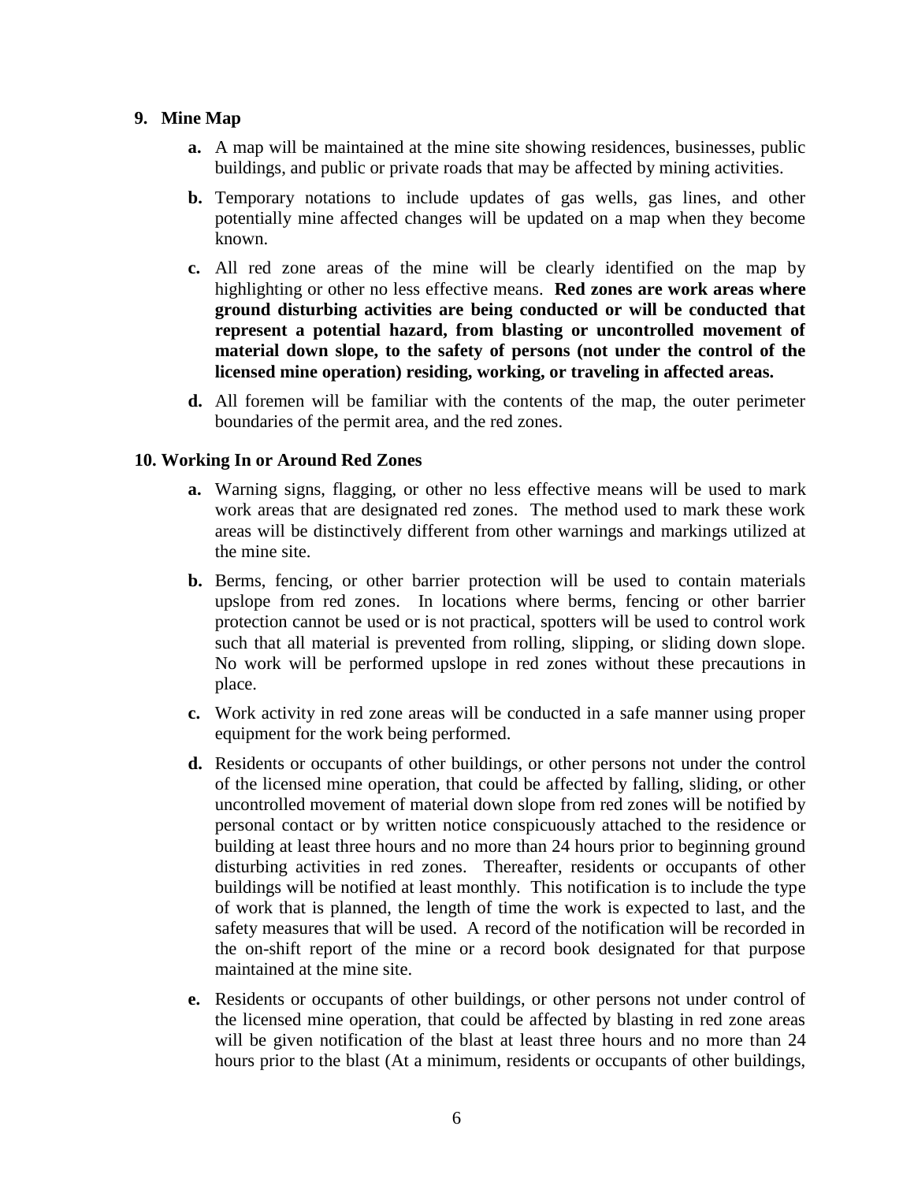**9. Mine Map**

- **a.** A map will be maintained at the mine site showing residences, businesses, public buildings, and public or private roads that may be affected by mining activities.
- **b.** Temporary notations to include updates of gas wells, gas lines, and other potentially mine affected changes will be updated on a map when they become known.
- **c.** All red zone areas of the mine will be clearly identified on the map by highlighting or other no less effective means. **Red zones are work areas where ground disturbing activities are being conducted or will be conducted that represent a potential hazard, from blasting or uncontrolled movement of material down slope, to the safety of persons (not under the control of the licensed mine operation) residing, working, or traveling in affected areas.**
- **d.** All foremen will be familiar with the contents of the map, the outer perimeter boundaries of the permit area, and the red zones.

**10. Working In or Around Red Zones**

- **a.** Warning signs, flagging, or other no less effective means will be used to mark work areas that are designated red zones. The method used to mark these work areas will be distinctively different from other warnings and markings utilized at the mine site.
- **b.** Berms, fencing, or other barrier protection will be used to contain materials upslope from red zones. In locations where berms, fencing or other barrier protection cannot be used or is not practical, spotters will be used to control work such that all material is prevented from rolling, slipping, or sliding down slope. No work will be performed upslope in red zones without these precautions in place.
- **c.** Work activity in red zone areas will be conducted in a safe manner using proper equipment for the work being performed.
- **d.** Residents or occupants of other buildings, or other persons not under the control of the licensed mine operation, that could be affected by falling, sliding, or other uncontrolled movement of material down slope from red zones will be notified by personal contact or by written notice conspicuously attached to the residence or building at least three hours and no more than 24 hours prior to beginning ground disturbing activities in red zones. Thereafter, residents or occupants of other buildings will be notified at least monthly. This notification is to include the type of work that is planned, the length of time the work is expected to last, and the safety measures that will be used. A record of the notification will be recorded in the on-shift report of the mine or a record book designated for that purpose maintained at the mine site.
- **e.** Residents or occupants of other buildings, or other persons not under control of the licensed mine operation, that could be affected by blasting in red zone areas will be given notification of the blast at least three hours and no more than 24 hours prior to the blast (At a minimum, residents or occupants of other buildings,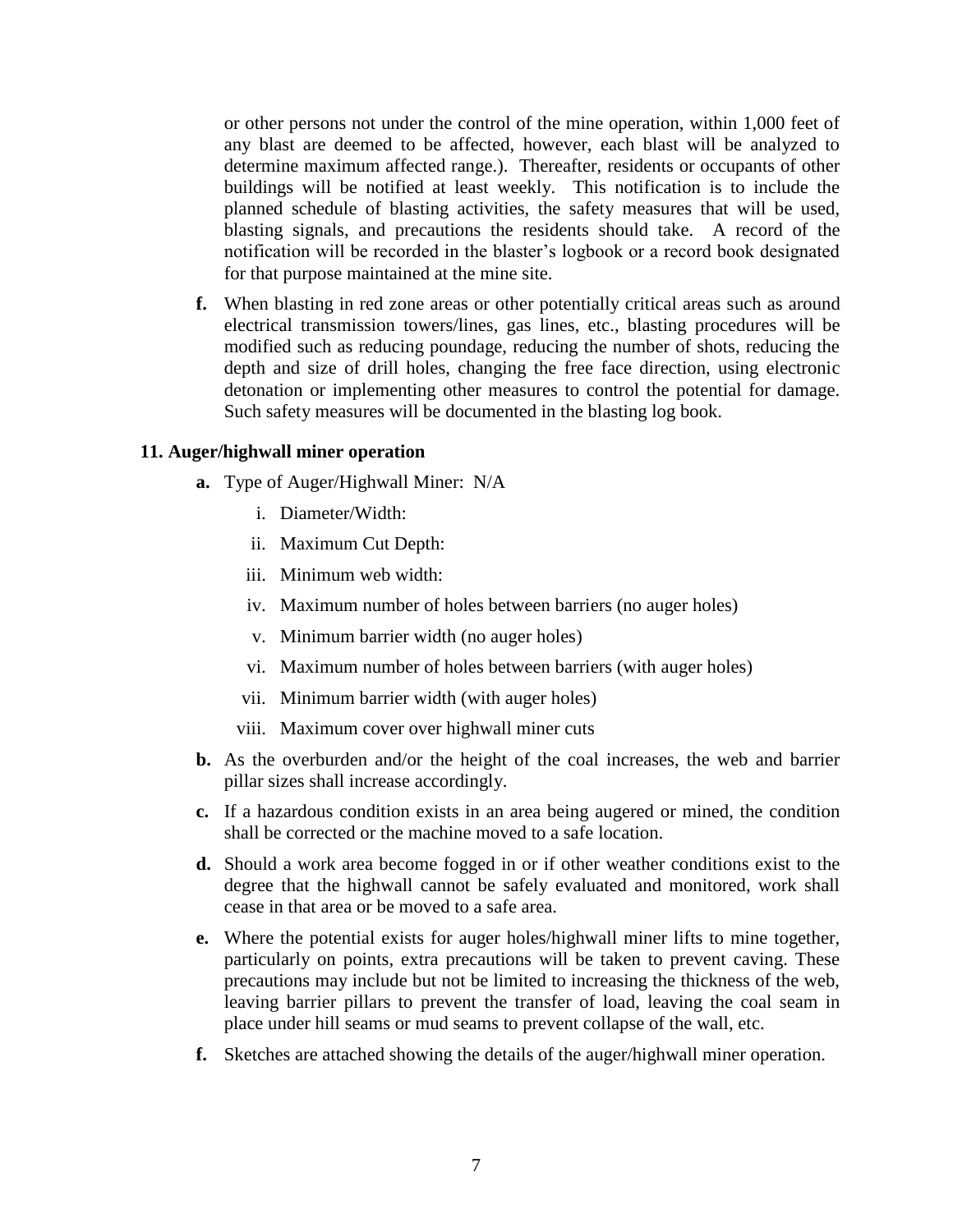or other persons not under the control of the mine operation, within 1,000 feet of any blast are deemed to be affected, however, each blast will be analyzed to determine maximum affected range.). Thereafter, residents or occupants of other buildings will be notified at least weekly. This notification is to include the planned schedule of blasting activities, the safety measures that will be used, blasting signals, and precautions the residents should take. A record of the notification will be recorded in the blaster's logbook or a record book designated for that purpose maintained at the mine site.

**f.** When blasting in red zone areas or other potentially critical areas such as around electrical transmission towers/lines, gas lines, etc., blasting procedures will be modified such as reducing poundage, reducing the number of shots, reducing the depth and size of drill holes, changing the free face direction, using electronic detonation or implementing other measures to control the potential for damage. Such safety measures will be documented in the blasting log book.

### 11. Auger/highwall miner operation

**a.** Type of Auger/Highwall Miner: N/A

   i. Diameter/Width:

   ii. Maximum Cut Depth:

   iii. Minimum web width:

   iv. Maximum number of holes between barriers (no auger holes)

   v. Minimum barrier width (no auger holes)

   vi. Maximum number of holes between barriers (with auger holes)

   vii. Minimum barrier width (with auger holes)

   viii. Maximum cover over highwall miner cuts

**b.** As the overburden and/or the height of the coal increases, the web and barrier pillar sizes shall increase accordingly.

**c.** If a hazardous condition exists in an area being augered or mined, the condition shall be corrected or the machine moved to a safe location.

**d.** Should a work area become fogged in or if other weather conditions exist to the degree that the highwall cannot be safely evaluated and monitored, work shall cease in that area or be moved to a safe area.

**e.** Where the potential exists for auger holes/highwall miner lifts to mine together, particularly on points, extra precautions will be taken to prevent caving. These precautions may include but not be limited to increasing the thickness of the web, leaving barrier pillars to prevent the transfer of load, leaving the coal seam in place under hill seams or mud seams to prevent collapse of the wall, etc.

**f.** Sketches are attached showing the details of the auger/highwall miner operation.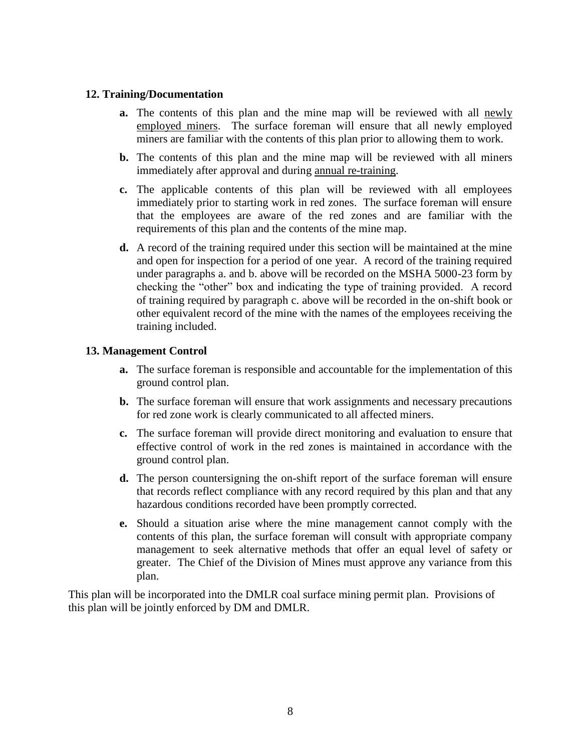### 12. Training/Documentation

- **a.** The contents of this plan and the mine map will be reviewed with all newly employed miners. The surface foreman will ensure that all newly employed miners are familiar with the contents of this plan prior to allowing them to work.
- **b.** The contents of this plan and the mine map will be reviewed with all miners immediately after approval and during annual re-training.
- **c.** The applicable contents of this plan will be reviewed with all employees immediately prior to starting work in red zones. The surface foreman will ensure that the employees are aware of the red zones and are familiar with the requirements of this plan and the contents of the mine map.
- **d.** A record of the training required under this section will be maintained at the mine and open for inspection for a period of one year. A record of the training required under paragraphs a. and b. above will be recorded on the MSHA 5000-23 form by checking the "other" box and indicating the type of training provided. A record of training required by paragraph c. above will be recorded in the on-shift book or other equivalent record of the mine with the names of the employees receiving the training included.

### 13. Management Control

- **a.** The surface foreman is responsible and accountable for the implementation of this ground control plan.
- **b.** The surface foreman will ensure that work assignments and necessary precautions for red zone work is clearly communicated to all affected miners.
- **c.** The surface foreman will provide direct monitoring and evaluation to ensure that effective control of work in the red zones is maintained in accordance with the ground control plan.
- **d.** The person countersigning the on-shift report of the surface foreman will ensure that records reflect compliance with any record required by this plan and that any hazardous conditions recorded have been promptly corrected.
- **e.** Should a situation arise where the mine management cannot comply with the contents of this plan, the surface foreman will consult with appropriate company management to seek alternative methods that offer an equal level of safety or greater. The Chief of the Division of Mines must approve any variance from this plan.

This plan will be incorporated into the DMLR coal surface mining permit plan. Provisions of this plan will be jointly enforced by DM and DMLR.